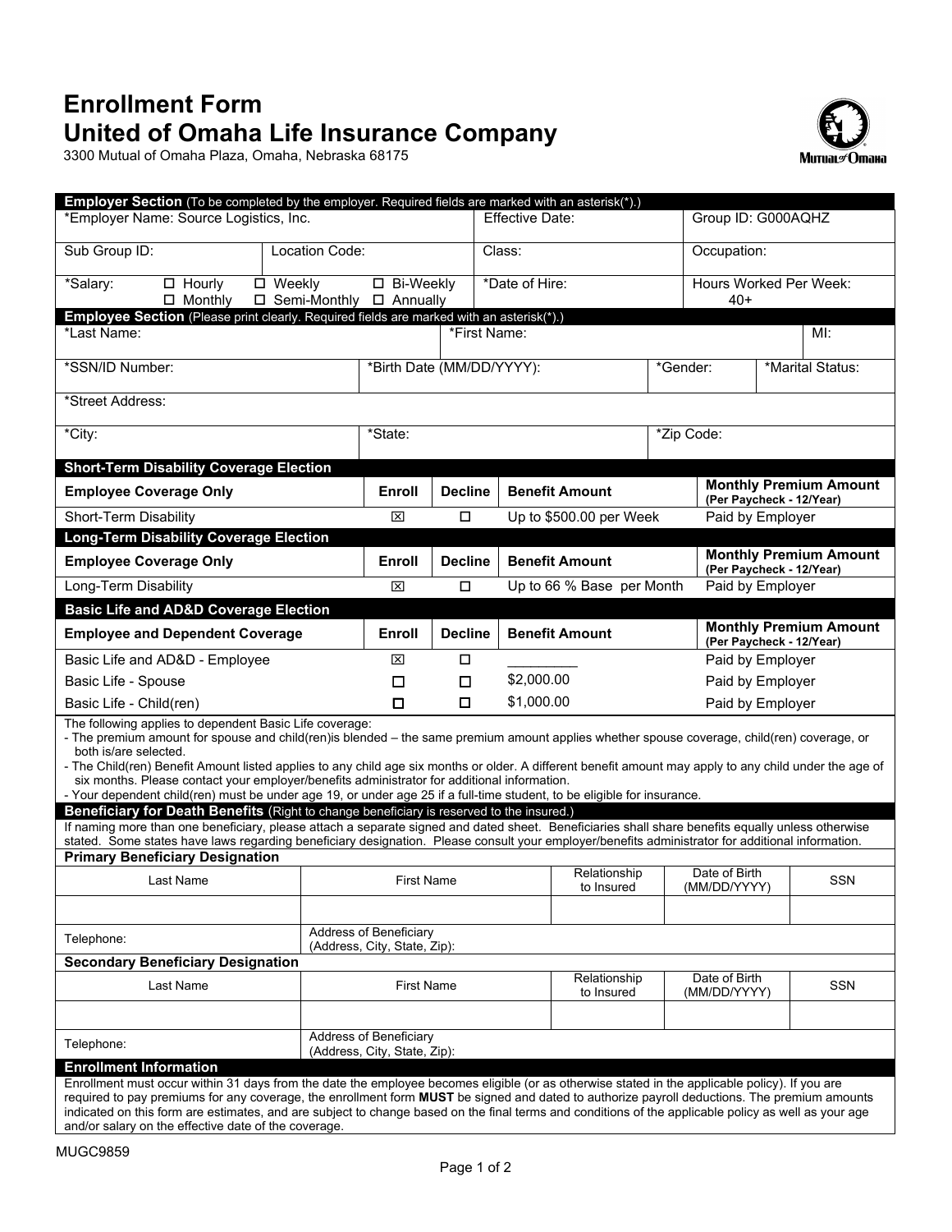# Enrollment Form
# United of Omaha Life Insurance Company

3300 Mutual of Omaha Plaza, Omaha, Nebraska 68175

**Employer Section** (To be completed by the employer. Required fields are marked with an asterisk(*).)

| *Employer Name: Source Logistics, Inc. | | Effective Date: | Group ID: G000AQHZ |
|---|---|---|---|
| Sub Group ID: | Location Code: | Class: | Occupation: |
| *Salary: ☐ Hourly ☐ Weekly ☐ Bi-Weekly ☐ Monthly ☐ Semi-Monthly ☐ Annually | | *Date of Hire: | Hours Worked Per Week: 40+ |

**Employee Section** (Please print clearly. Required fields are marked with an asterisk(*).)

| *Last Name: | | *First Name: | | MI: |
|---|---|---|---|---|
| *SSN/ID Number: | *Birth Date (MM/DD/YYYY): | | *Gender: | *Marital Status: |
| *Street Address: | | | | |
| *City: | *State: | | *Zip Code: | |

**Short-Term Disability Coverage Election**

| Employee Coverage Only | Enroll | Decline | Benefit Amount | Monthly Premium Amount (Per Paycheck - 12/Year) |
|---|---|---|---|---|
| Short-Term Disability | ☒ | ☐ | Up to $500.00 per Week | Paid by Employer |

**Long-Term Disability Coverage Election**

| Employee Coverage Only | Enroll | Decline | Benefit Amount | Monthly Premium Amount (Per Paycheck - 12/Year) |
|---|---|---|---|---|
| Long-Term Disability | ☒ | ☐ | Up to 66 % Base per Month | Paid by Employer |

**Basic Life and AD&D Coverage Election**

| Employee and Dependent Coverage | Enroll | Decline | Benefit Amount | Monthly Premium Amount (Per Paycheck - 12/Year) |
|---|---|---|---|---|
| Basic Life and AD&D - Employee | ☒ | ☐ | _________ | Paid by Employer |
| Basic Life - Spouse | ☐ | ☐ | $2,000.00 | Paid by Employer |
| Basic Life - Child(ren) | ☐ | ☐ | $1,000.00 | Paid by Employer |

The following applies to dependent Basic Life coverage:
- The premium amount for spouse and child(ren)is blended – the same premium amount applies whether spouse coverage, child(ren) coverage, or both is/are selected.
- The Child(ren) Benefit Amount listed applies to any child age six months or older. A different benefit amount may apply to any child under the age of six months. Please contact your employer/benefits administrator for additional information.
- Your dependent child(ren) must be under age 19, or under age 25 if a full-time student, to be eligible for insurance.

**Beneficiary for Death Benefits** (Right to change beneficiary is reserved to the insured.)

If naming more than one beneficiary, please attach a separate signed and dated sheet. Beneficiaries shall share benefits equally unless otherwise stated. Some states have laws regarding beneficiary designation. Please consult your employer/benefits administrator for additional information.

**Primary Beneficiary Designation**

| Last Name | First Name | Relationship to Insured | Date of Birth (MM/DD/YYYY) | SSN |
|---|---|---|---|---|
| | | | | |
| Telephone: | Address of Beneficiary (Address, City, State, Zip): | | | |

**Secondary Beneficiary Designation**

| Last Name | First Name | Relationship to Insured | Date of Birth (MM/DD/YYYY) | SSN |
|---|---|---|---|---|
| | | | | |
| Telephone: | Address of Beneficiary (Address, City, State, Zip): | | | |

**Enrollment Information**

Enrollment must occur within 31 days from the date the employee becomes eligible (or as otherwise stated in the applicable policy). If you are required to pay premiums for any coverage, the enrollment form **MUST** be signed and dated to authorize payroll deductions. The premium amounts indicated on this form are estimates, and are subject to change based on the final terms and conditions of the applicable policy as well as your age and/or salary on the effective date of the coverage.

MUGC9859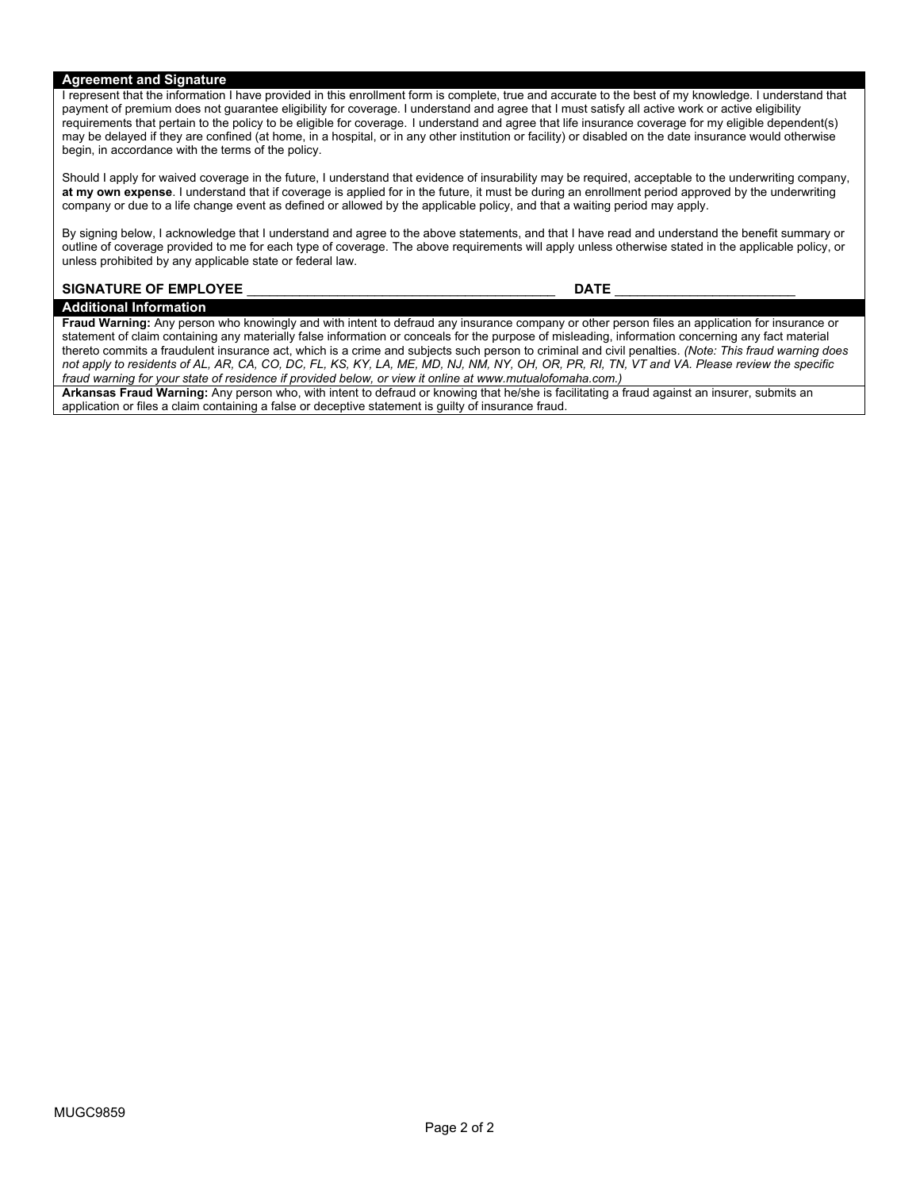## Agreement and Signature

I represent that the information I have provided in this enrollment form is complete, true and accurate to the best of my knowledge. I understand that payment of premium does not guarantee eligibility for coverage. I understand and agree that I must satisfy all active work or active eligibility requirements that pertain to the policy to be eligible for coverage. I understand and agree that life insurance coverage for my eligible dependent(s) may be delayed if they are confined (at home, in a hospital, or in any other institution or facility) or disabled on the date insurance would otherwise begin, in accordance with the terms of the policy.

Should I apply for waived coverage in the future, I understand that evidence of insurability may be required, acceptable to the underwriting company, **at my own expense**. I understand that if coverage is applied for in the future, it must be during an enrollment period approved by the underwriting company or due to a life change event as defined or allowed by the applicable policy, and that a waiting period may apply.

By signing below, I acknowledge that I understand and agree to the above statements, and that I have read and understand the benefit summary or outline of coverage provided to me for each type of coverage. The above requirements will apply unless otherwise stated in the applicable policy, or unless prohibited by any applicable state or federal law.

**SIGNATURE OF EMPLOYEE** __________________________________________ **DATE** _________________________

## Additional Information

**Fraud Warning:** Any person who knowingly and with intent to defraud any insurance company or other person files an application for insurance or statement of claim containing any materially false information or conceals for the purpose of misleading, information concerning any fact material thereto commits a fraudulent insurance act, which is a crime and subjects such person to criminal and civil penalties. *(Note: This fraud warning does not apply to residents of AL, AR, CA, CO, DC, FL, KS, KY, LA, ME, MD, NJ, NM, NY, OH, OR, PR, RI, TN, VT and VA. Please review the specific fraud warning for your state of residence if provided below, or view it online at www.mutualofomaha.com.)*

**Arkansas Fraud Warning:** Any person who, with intent to defraud or knowing that he/she is facilitating a fraud against an insurer, submits an application or files a claim containing a false or deceptive statement is guilty of insurance fraud.

MUGC9859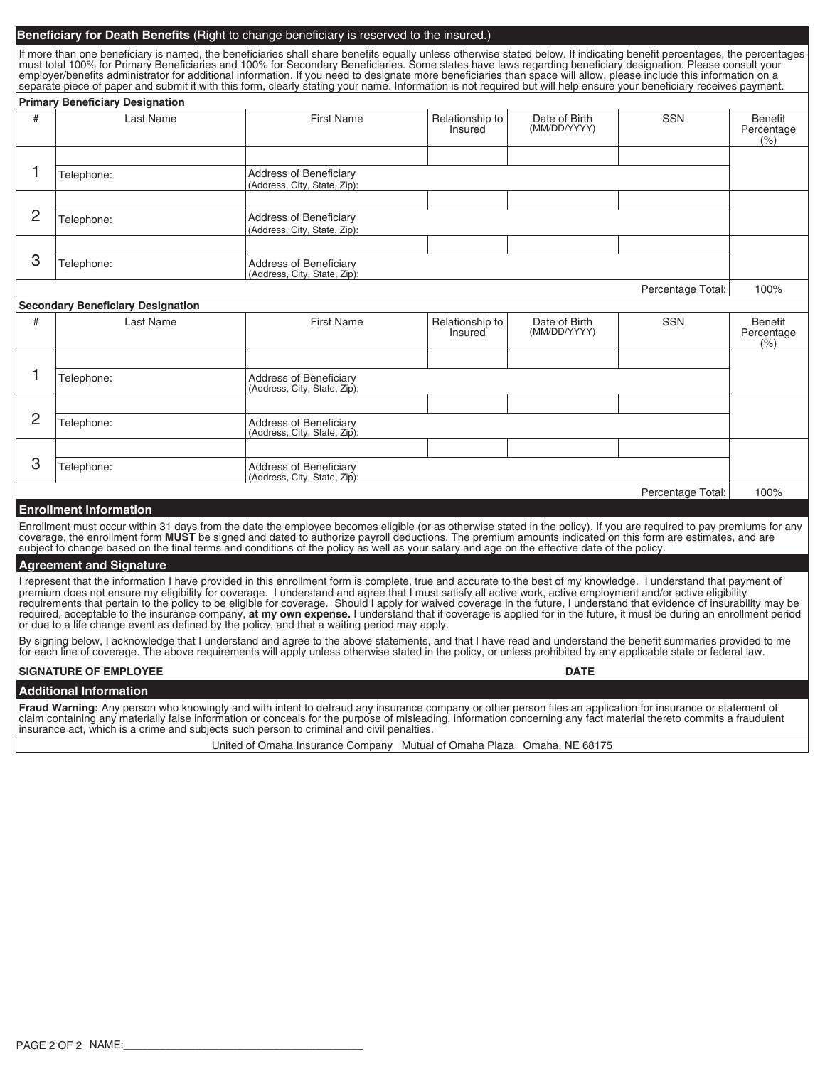## Beneficiary for Death Benefits (Right to change beneficiary is reserved to the insured.)

If more than one beneficiary is named, the beneficiaries shall share benefits equally unless otherwise stated below. If indicating benefit percentages, the percentages must total 100% for Primary Beneficiaries and 100% for Secondary Beneficiaries. Some states have laws regarding beneficiary designation. Please consult your employer/benefits administrator for additional information. If you need to designate more beneficiaries than space will allow, please include this information on a separate piece of paper and submit it with this form, clearly stating your name. Information is not required but will help ensure your beneficiary receives payment.

**Primary Beneficiary Designation**

| # | Last Name | First Name | Relationship to Insured | Date of Birth (MM/DD/YYYY) | SSN | Benefit Percentage (%) |
|---|---|---|---|---|---|---|
| 1 | | | | | | |
| | Telephone: | Address of Beneficiary (Address, City, State, Zip): | | | | |
| 2 | | | | | | |
| | Telephone: | Address of Beneficiary (Address, City, State, Zip): | | | | |
| 3 | | | | | | |
| | Telephone: | Address of Beneficiary (Address, City, State, Zip): | | | | |
| | | | | | Percentage Total: | 100% |

**Secondary Beneficiary Designation**

| # | Last Name | First Name | Relationship to Insured | Date of Birth (MM/DD/YYYY) | SSN | Benefit Percentage (%) |
|---|---|---|---|---|---|---|
| 1 | | | | | | |
| | Telephone: | Address of Beneficiary (Address, City, State, Zip): | | | | |
| 2 | | | | | | |
| | Telephone: | Address of Beneficiary (Address, City, State, Zip): | | | | |
| 3 | | | | | | |
| | Telephone: | Address of Beneficiary (Address, City, State, Zip): | | | | |
| | | | | | Percentage Total: | 100% |

## Enrollment Information

Enrollment must occur within 31 days from the date the employee becomes eligible (or as otherwise stated in the policy). If you are required to pay premiums for any coverage, the enrollment form **MUST** be signed and dated to authorize payroll deductions. The premium amounts indicated on this form are estimates, and are subject to change based on the final terms and conditions of the policy as well as your salary and age on the effective date of the policy.

## Agreement and Signature

I represent that the information I have provided in this enrollment form is complete, true and accurate to the best of my knowledge. I understand that payment of premium does not ensure my eligibility for coverage. I understand and agree that I must satisfy all active work, active employment and/or active eligibility requirements that pertain to the policy to be eligible for coverage. Should I apply for waived coverage in the future, I understand that evidence of insurability may be required, acceptable to the insurance company, **at my own expense.** I understand that if coverage is applied for in the future, it must be during an enrollment period or due to a life change event as defined by the policy, and that a waiting period may apply.

By signing below, I acknowledge that I understand and agree to the above statements, and that I have read and understand the benefit summaries provided to me for each line of coverage. The above requirements will apply unless otherwise stated in the policy, or unless prohibited by any applicable state or federal law.

**SIGNATURE OF EMPLOYEE** **DATE**

## Additional Information

**Fraud Warning:** Any person who knowingly and with intent to defraud any insurance company or other person files an application for insurance or statement of claim containing any materially false information or conceals for the purpose of misleading, information concerning any fact material thereto commits a fraudulent insurance act, which is a crime and subjects such person to criminal and civil penalties.

United of Omaha Insurance Company Mutual of Omaha Plaza Omaha, NE 68175

NAME:_______________________________________